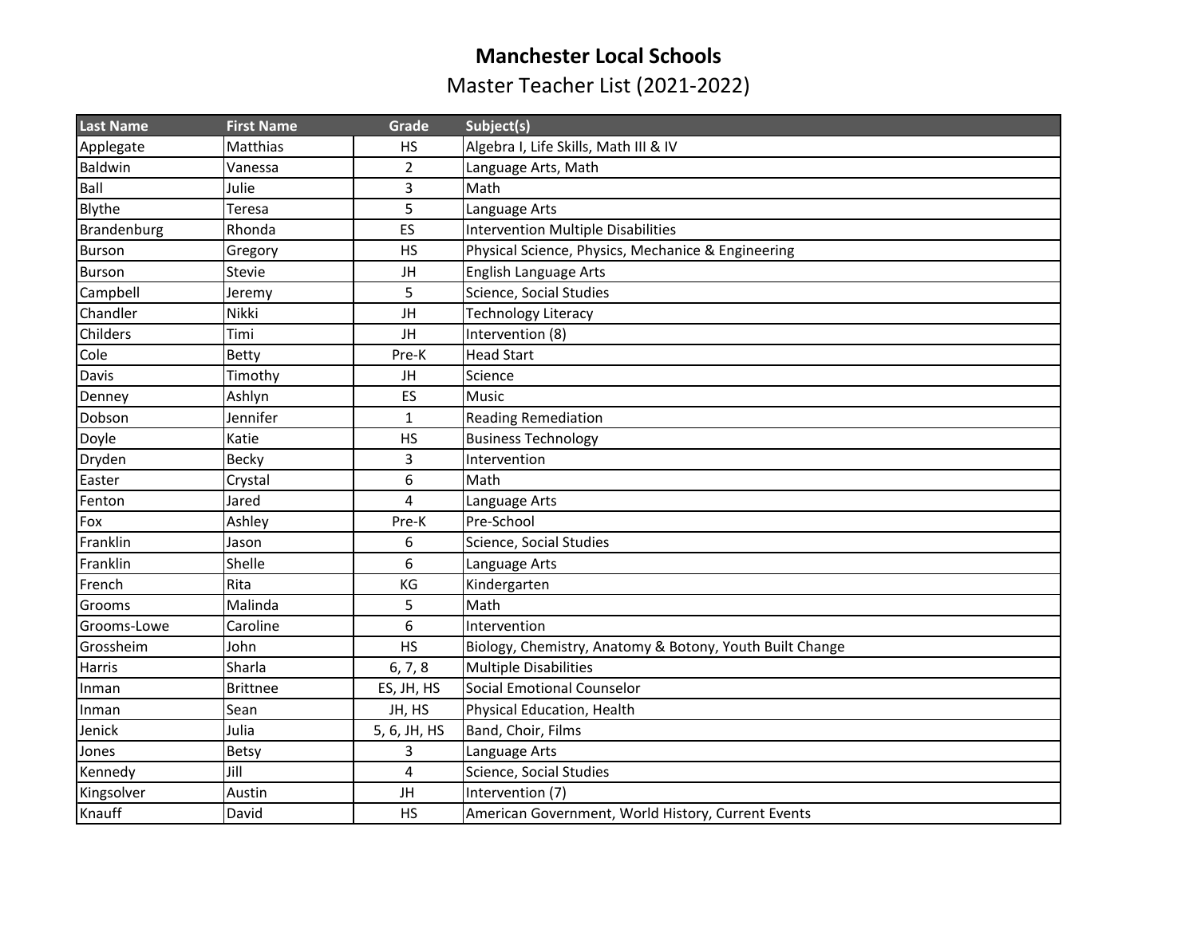# Manchester Local Schools

## Master Teacher List (2021-2022)

| Last Name | First Name | Grade | Subject(s) |
| --- | --- | --- | --- |
| Applegate | Matthias | HS | Algebra I, Life Skills, Math III & IV |
| Baldwin | Vanessa | 2 | Language Arts, Math |
| Ball | Julie | 3 | Math |
| Blythe | Teresa | 5 | Language Arts |
| Brandenburg | Rhonda | ES | Intervention Multiple Disabilities |
| Burson | Gregory | HS | Physical Science, Physics, Mechanice & Engineering |
| Burson | Stevie | JH | English Language Arts |
| Campbell | Jeremy | 5 | Science, Social Studies |
| Chandler | Nikki | JH | Technology Literacy |
| Childers | Timi | JH | Intervention (8) |
| Cole | Betty | Pre-K | Head Start |
| Davis | Timothy | JH | Science |
| Denney | Ashlyn | ES | Music |
| Dobson | Jennifer | 1 | Reading Remediation |
| Doyle | Katie | HS | Business Technology |
| Dryden | Becky | 3 | Intervention |
| Easter | Crystal | 6 | Math |
| Fenton | Jared | 4 | Language Arts |
| Fox | Ashley | Pre-K | Pre-School |
| Franklin | Jason | 6 | Science, Social Studies |
| Franklin | Shelle | 6 | Language Arts |
| French | Rita | KG | Kindergarten |
| Grooms | Malinda | 5 | Math |
| Grooms-Lowe | Caroline | 6 | Intervention |
| Grossheim | John | HS | Biology, Chemistry, Anatomy & Botony, Youth Built Change |
| Harris | Sharla | 6, 7, 8 | Multiple Disabilities |
| Inman | Brittnee | ES, JH, HS | Social Emotional Counselor |
| Inman | Sean | JH, HS | Physical Education, Health |
| Jenick | Julia | 5, 6, JH, HS | Band, Choir, Films |
| Jones | Betsy | 3 | Language Arts |
| Kennedy | Jill | 4 | Science, Social Studies |
| Kingsolver | Austin | JH | Intervention (7) |
| Knauff | David | HS | American Government, World History, Current Events |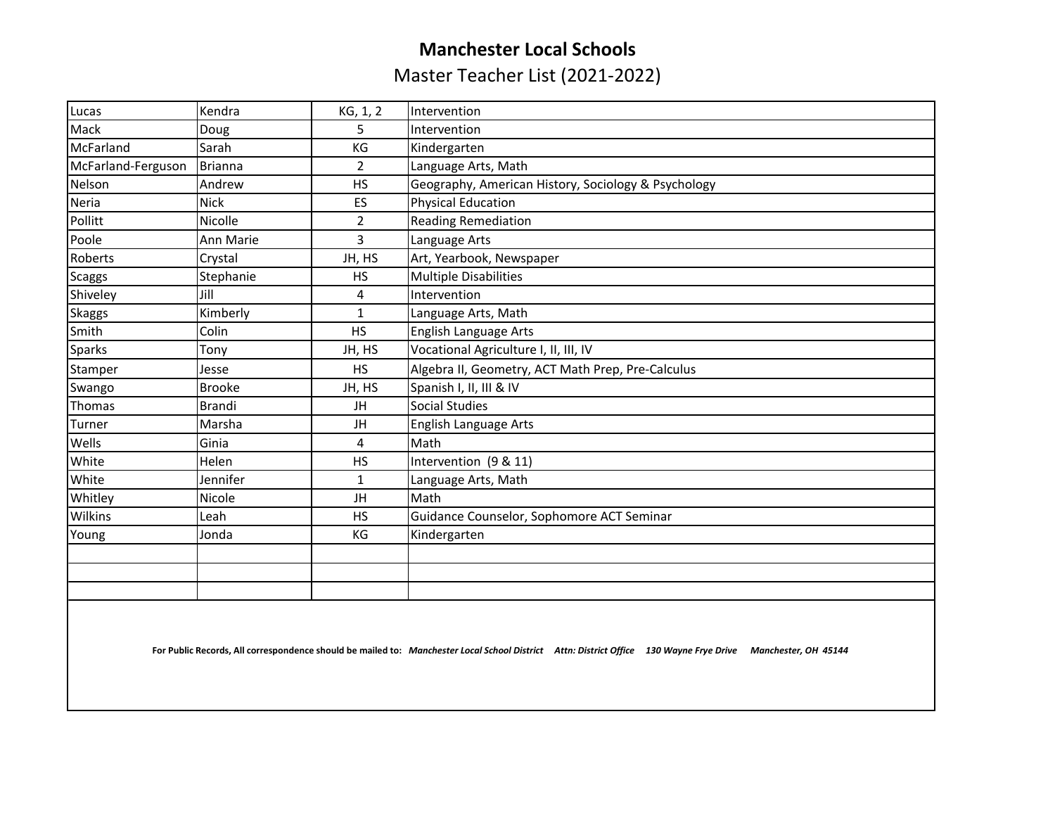**Manchester Local Schools**

Master Teacher List (2021-2022)

| | | | |
|---|---|---|---|
| Lucas | Kendra | KG, 1, 2 | Intervention |
| Mack | Doug | 5 | Intervention |
| McFarland | Sarah | KG | Kindergarten |
| McFarland-Ferguson | Brianna | 2 | Language Arts, Math |
| Nelson | Andrew | HS | Geography, American History, Sociology & Psychology |
| Neria | Nick | ES | Physical Education |
| Pollitt | Nicolle | 2 | Reading Remediation |
| Poole | Ann Marie | 3 | Language Arts |
| Roberts | Crystal | JH, HS | Art, Yearbook, Newspaper |
| Scaggs | Stephanie | HS | Multiple Disabilities |
| Shiveley | Jill | 4 | Intervention |
| Skaggs | Kimberly | 1 | Language Arts, Math |
| Smith | Colin | HS | English Language Arts |
| Sparks | Tony | JH, HS | Vocational Agriculture I, II, III, IV |
| Stamper | Jesse | HS | Algebra II, Geometry, ACT Math Prep, Pre-Calculus |
| Swango | Brooke | JH, HS | Spanish I, II, III & IV |
| Thomas | Brandi | JH | Social Studies |
| Turner | Marsha | JH | English Language Arts |
| Wells | Ginia | 4 | Math |
| White | Helen | HS | Intervention (9 & 11) |
| White | Jennifer | 1 | Language Arts, Math |
| Whitley | Nicole | JH | Math |
| Wilkins | Leah | HS | Guidance Counselor, Sophomore ACT Seminar |
| Young | Jonda | KG | Kindergarten |
| | | | |
| | | | |
| | | | |

**For Public Records, All correspondence should be mailed to:** ***Manchester Local School District Attn: District Office 130 Wayne Frye Drive Manchester, OH 45144***